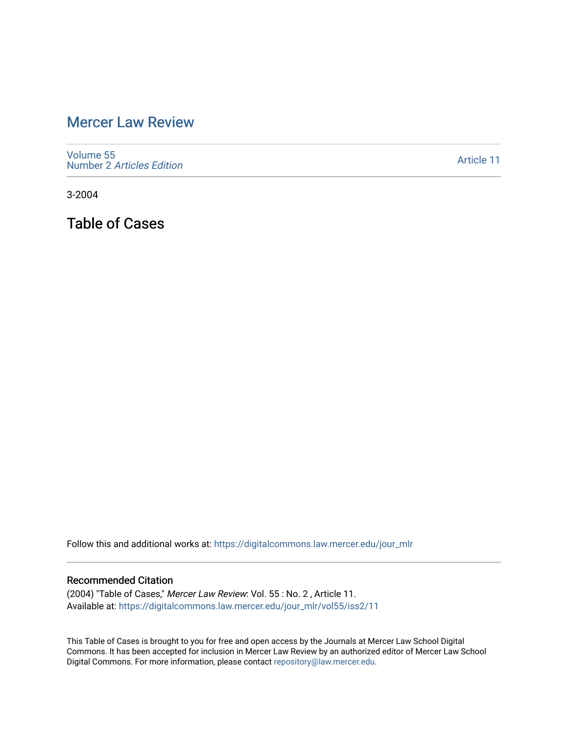# Mercer Law Review

Volume 55
Number 2 *Articles Edition*

Article 11

3-2004

## Table of Cases

Follow this and additional works at: https://digitalcommons.law.mercer.edu/jour_mlr

### Recommended Citation

(2004) "Table of Cases," *Mercer Law Review*: Vol. 55 : No. 2 , Article 11.
Available at: https://digitalcommons.law.mercer.edu/jour_mlr/vol55/iss2/11

This Table of Cases is brought to you for free and open access by the Journals at Mercer Law School Digital Commons. It has been accepted for inclusion in Mercer Law Review by an authorized editor of Mercer Law School Digital Commons. For more information, please contact repository@law.mercer.edu.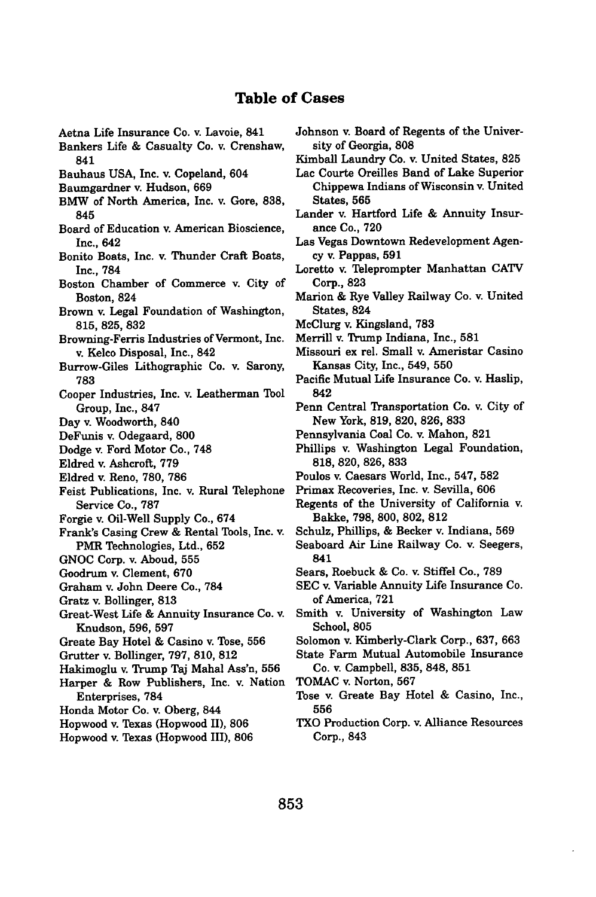# Table of Cases

Aetna Life Insurance Co. v. Lavoie, 841
Bankers Life & Casualty Co. v. Crenshaw, 841
Bauhaus USA, Inc. v. Copeland, 604
Baumgardner v. Hudson, 669
BMW of North America, Inc. v. Gore, 838, 845
Board of Education v. American Bioscience, Inc., 642
Bonito Boats, Inc. v. Thunder Craft Boats, Inc., 784
Boston Chamber of Commerce v. City of Boston, 824
Brown v. Legal Foundation of Washington, 815, 825, 832
Browning-Ferris Industries of Vermont, Inc. v. Kelco Disposal, Inc., 842
Burrow-Giles Lithographic Co. v. Sarony, 783
Cooper Industries, Inc. v. Leatherman Tool Group, Inc., 847
Day v. Woodworth, 840
DeFunis v. Odegaard, 800
Dodge v. Ford Motor Co., 748
Eldred v. Ashcroft, 779
Eldred v. Reno, 780, 786
Feist Publications, Inc. v. Rural Telephone Service Co., 787
Forgie v. Oil-Well Supply Co., 674
Frank's Casing Crew & Rental Tools, Inc. v. PMR Technologies, Ltd., 652
GNOC Corp. v. Aboud, 555
Goodrum v. Clement, 670
Graham v. John Deere Co., 784
Gratz v. Bollinger, 813
Great-West Life & Annuity Insurance Co. v. Knudson, 596, 597
Greate Bay Hotel & Casino v. Tose, 556
Grutter v. Bollinger, 797, 810, 812
Hakimoglu v. Trump Taj Mahal Ass'n, 556
Harper & Row Publishers, Inc. v. Nation Enterprises, 784
Honda Motor Co. v. Oberg, 844
Hopwood v. Texas (Hopwood II), 806
Hopwood v. Texas (Hopwood III), 806
Johnson v. Board of Regents of the University of Georgia, 808
Kimball Laundry Co. v. United States, 825
Lac Courte Oreilles Band of Lake Superior Chippewa Indians of Wisconsin v. United States, 565
Lander v. Hartford Life & Annuity Insurance Co., 720
Las Vegas Downtown Redevelopment Agency v. Pappas, 591
Loretto v. Teleprompter Manhattan CATV Corp., 823
Marion & Rye Valley Railway Co. v. United States, 824
McClurg v. Kingsland, 783
Merrill v. Trump Indiana, Inc., 581
Missouri ex rel. Small v. Ameristar Casino Kansas City, Inc., 549, 550
Pacific Mutual Life Insurance Co. v. Haslip, 842
Penn Central Transportation Co. v. City of New York, 819, 820, 826, 833
Pennsylvania Coal Co. v. Mahon, 821
Phillips v. Washington Legal Foundation, 818, 820, 826, 833
Poulos v. Caesars World, Inc., 547, 582
Primax Recoveries, Inc. v. Sevilla, 606
Regents of the University of California v. Bakke, 798, 800, 802, 812
Schulz, Phillips, & Becker v. Indiana, 569
Seaboard Air Line Railway Co. v. Seegers, 841
Sears, Roebuck & Co. v. Stiffel Co., 789
SEC v. Variable Annuity Life Insurance Co. of America, 721
Smith v. University of Washington Law School, 805
Solomon v. Kimberly-Clark Corp., 637, 663
State Farm Mutual Automobile Insurance Co. v. Campbell, 835, 848, 851
TOMAC v. Norton, 567
Tose v. Greate Bay Hotel & Casino, Inc., 556
TXO Production Corp. v. Alliance Resources Corp., 843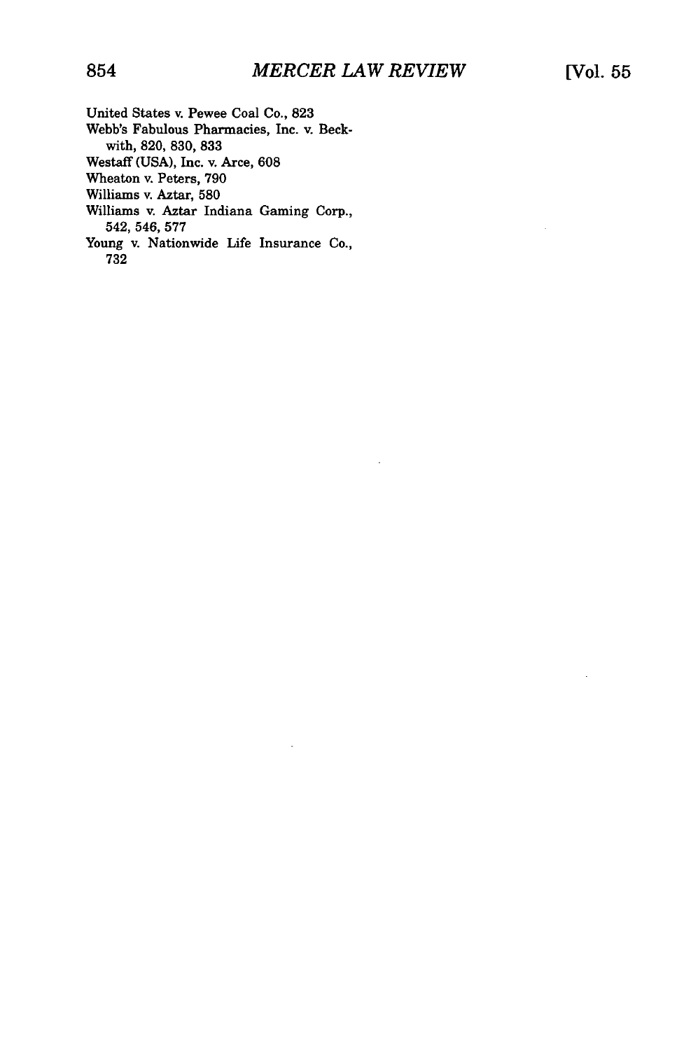United States v. Pewee Coal Co., 823
Webb's Fabulous Pharmacies, Inc. v. Beckwith, 820, 830, 833
Westaff (USA), Inc. v. Arce, 608
Wheaton v. Peters, 790
Williams v. Aztar, 580
Williams v. Aztar Indiana Gaming Corp., 542, 546, 577
Young v. Nationwide Life Insurance Co., 732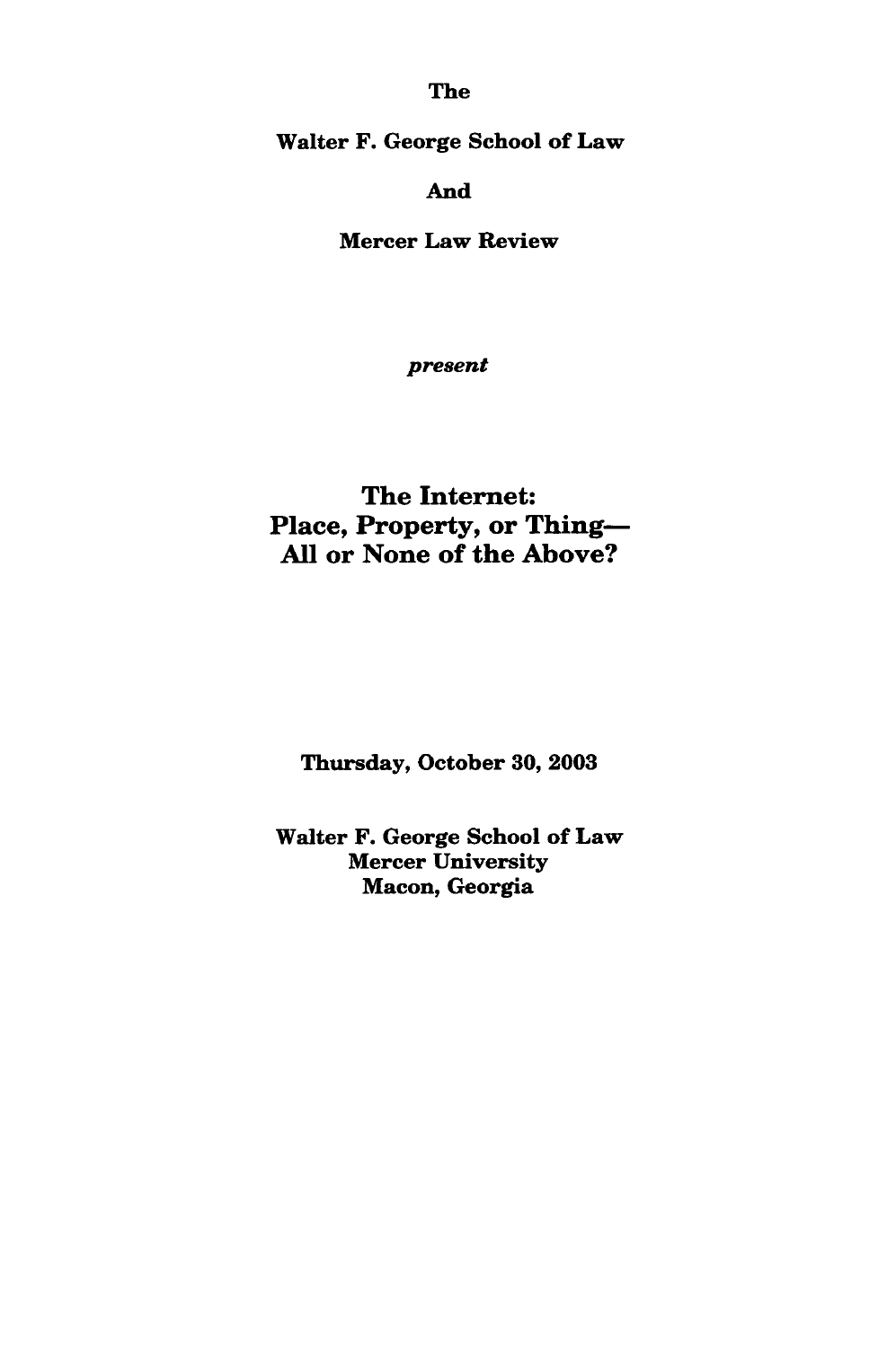**The**

**Walter F. George School of Law**

**And**

**Mercer Law Review**

***present***

# The Internet: Place, Property, or Thing— All or None of the Above?

**Thursday, October 30, 2003**

**Walter F. George School of Law**
**Mercer University**
**Macon, Georgia**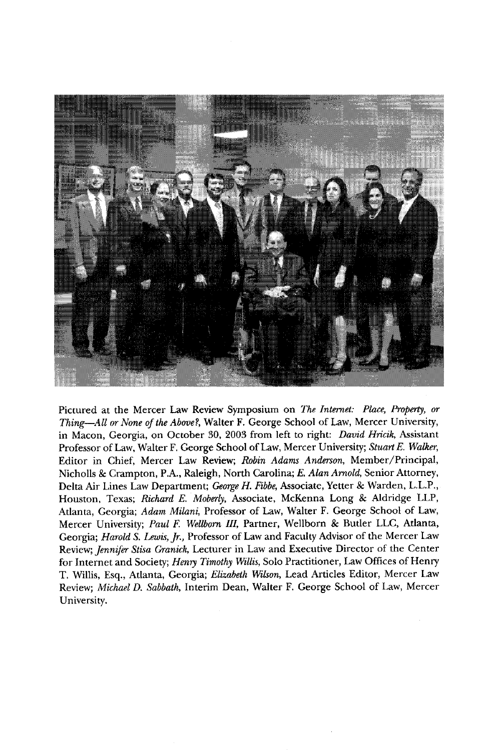Pictured at the Mercer Law Review Symposium on *The Internet: Place, Property, or Thing—All or None of the Above?*, Walter F. George School of Law, Mercer University, in Macon, Georgia, on October 30, 2003 from left to right: *David Hricik*, Assistant Professor of Law, Walter F. George School of Law, Mercer University; *Stuart E. Walker*, Editor in Chief, Mercer Law Review; *Robin Adams Anderson*, Member/Principal, Nicholls & Crampton, P.A., Raleigh, North Carolina; *E. Alan Arnold*, Senior Attorney, Delta Air Lines Law Department; *George H. Fibbe*, Associate, Yetter & Warden, L.L.P., Houston, Texas; *Richard E. Moberly*, Associate, McKenna Long & Aldridge LLP, Atlanta, Georgia; *Adam Milani*, Professor of Law, Walter F. George School of Law, Mercer University; *Paul F. Wellborn III*, Partner, Wellborn & Butler LLC, Atlanta, Georgia; *Harold S. Lewis, Jr.*, Professor of Law and Faculty Advisor of the Mercer Law Review; *Jennifer Stisa Granick*, Lecturer in Law and Executive Director of the Center for Internet and Society; *Henry Timothy Willis*, Solo Practitioner, Law Offices of Henry T. Willis, Esq., Atlanta, Georgia; *Elizabeth Wilson*, Lead Articles Editor, Mercer Law Review; *Michael D. Sabbath*, Interim Dean, Walter F. George School of Law, Mercer University.